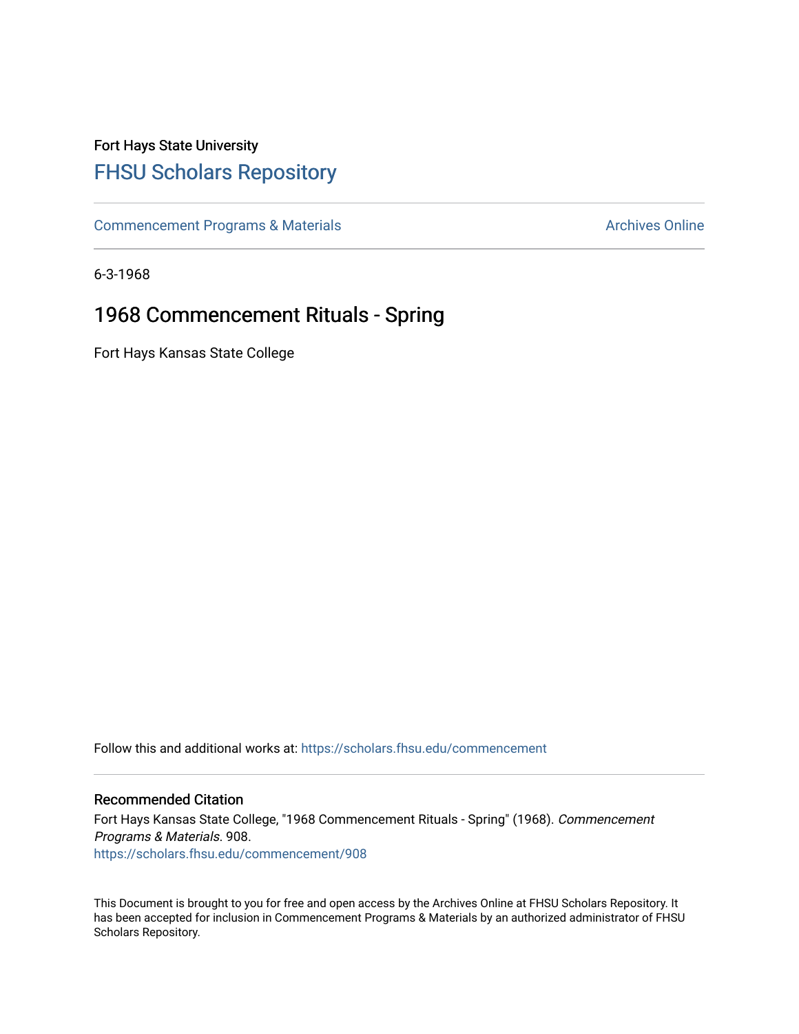Fort Hays State University

# FHSU Scholars Repository

Commencement Programs & Materials

Archives Online

6-3-1968

## 1968 Commencement Rituals - Spring

Fort Hays Kansas State College

Follow this and additional works at: https://scholars.fhsu.edu/commencement

### Recommended Citation

Fort Hays Kansas State College, "1968 Commencement Rituals - Spring" (1968). *Commencement Programs & Materials*. 908.
https://scholars.fhsu.edu/commencement/908

This Document is brought to you for free and open access by the Archives Online at FHSU Scholars Repository. It has been accepted for inclusion in Commencement Programs & Materials by an authorized administrator of FHSU Scholars Repository.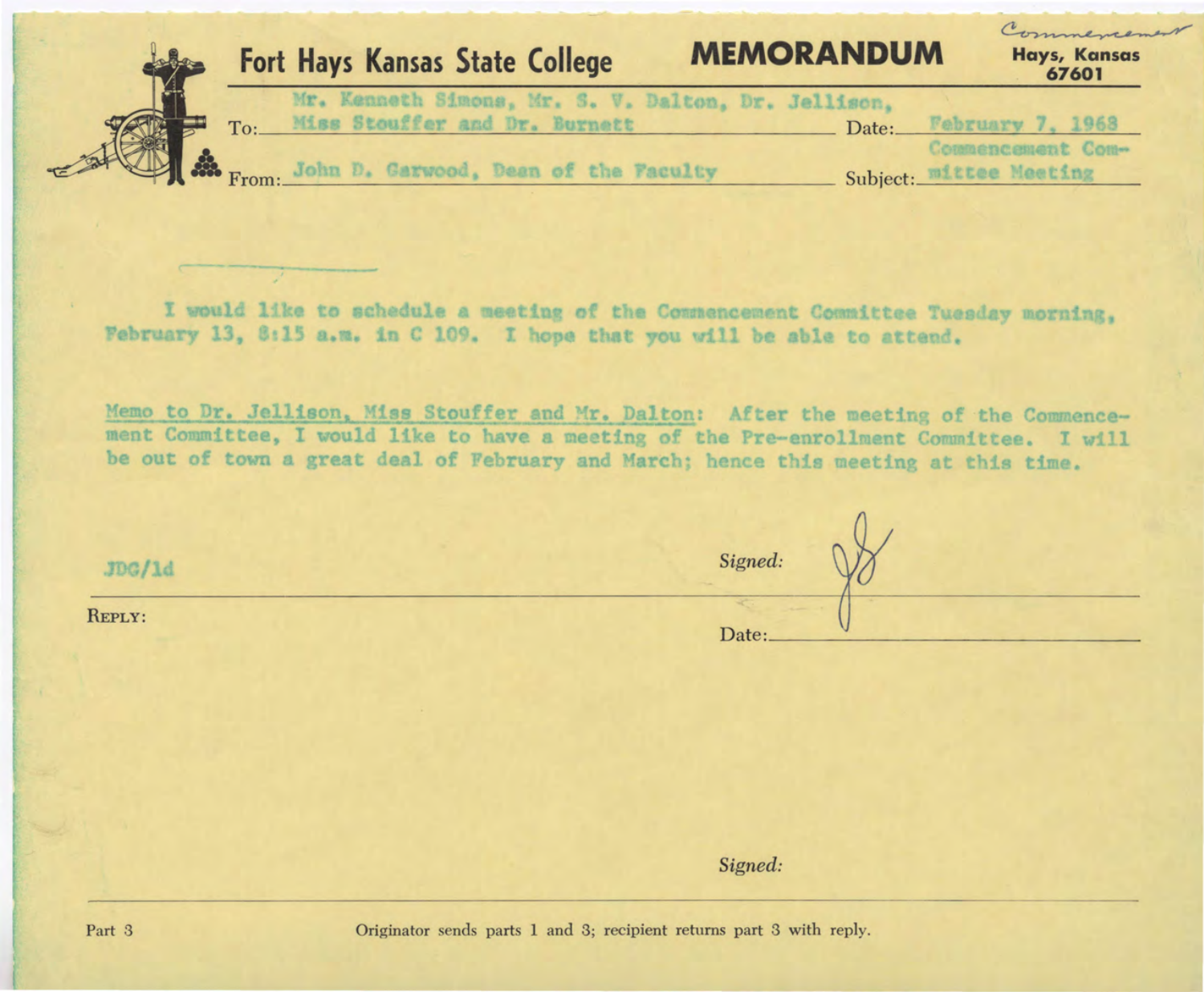Commencement

# Fort Hays Kansas State College **MEMORANDUM**

Hays, Kansas
67601

To: Mr. Kenneth Simons, Mr. S. V. Dalton, Dr. Jellison, Miss Stouffer and Dr. Burnett

Date: February 7, 1968

From: John D. Garwood, Dean of the Faculty

Subject: Commencement Committee Meeting

I would like to schedule a meeting of the Commencement Committee Tuesday morning, February 13, 8:15 a.m. in C 109. I hope that you will be able to attend.

Memo to Dr. Jellison, Miss Stouffer and Mr. Dalton: After the meeting of the Commencement Committee, I would like to have a meeting of the Pre-enrollment Committee. I will be out of town a great deal of February and March; hence this meeting at this time.

JDG/ld

*Signed:* JG

REPLY:

Date:

*Signed:*

Part 3

Originator sends parts 1 and 3; recipient returns part 3 with reply.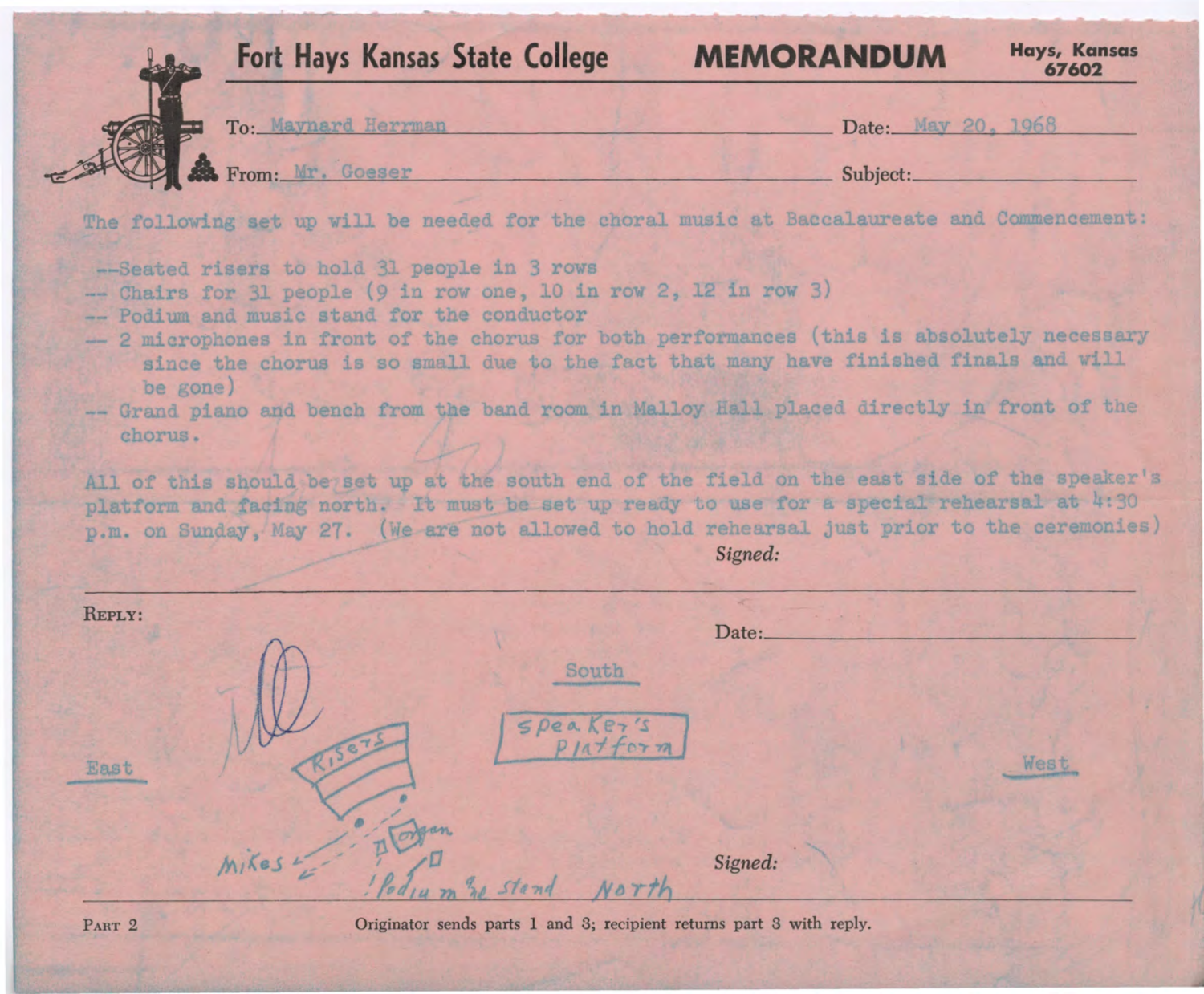# Fort Hays Kansas State College — MEMORANDUM

Hays, Kansas 67602

To: Maynard Herrman  Date: May 20, 1968

From: Mr. Goeser  Subject:

The following set up will be needed for the choral music at Baccalaureate and Commencement:

- --Seated risers to hold 31 people in 3 rows
- -- Chairs for 31 people (9 in row one, 10 in row 2, 12 in row 3)
- -- Podium and music stand for the conductor
- -- 2 microphones in front of the chorus for both performances (this is absolutely necessary since the chorus is so small due to the fact that many have finished finals and will be gone)
- -- Grand piano and bench from the band room in Malloy Hall placed directly in front of the chorus.

All of this should be set up at the south end of the field on the east side of the speaker's platform and facing north. It must be set up ready to use for a special rehearsal at 4:30 p.m. on Sunday, May 27. (We are not allowed to hold rehearsal just prior to the ceremonies)

*Signed:*

REPLY:

Date:

South

East  West

Speaker's platform

Risers

organ

Mikes

Podium & stand  North

*Signed:*

PART 2  Originator sends parts 1 and 3; recipient returns part 3 with reply.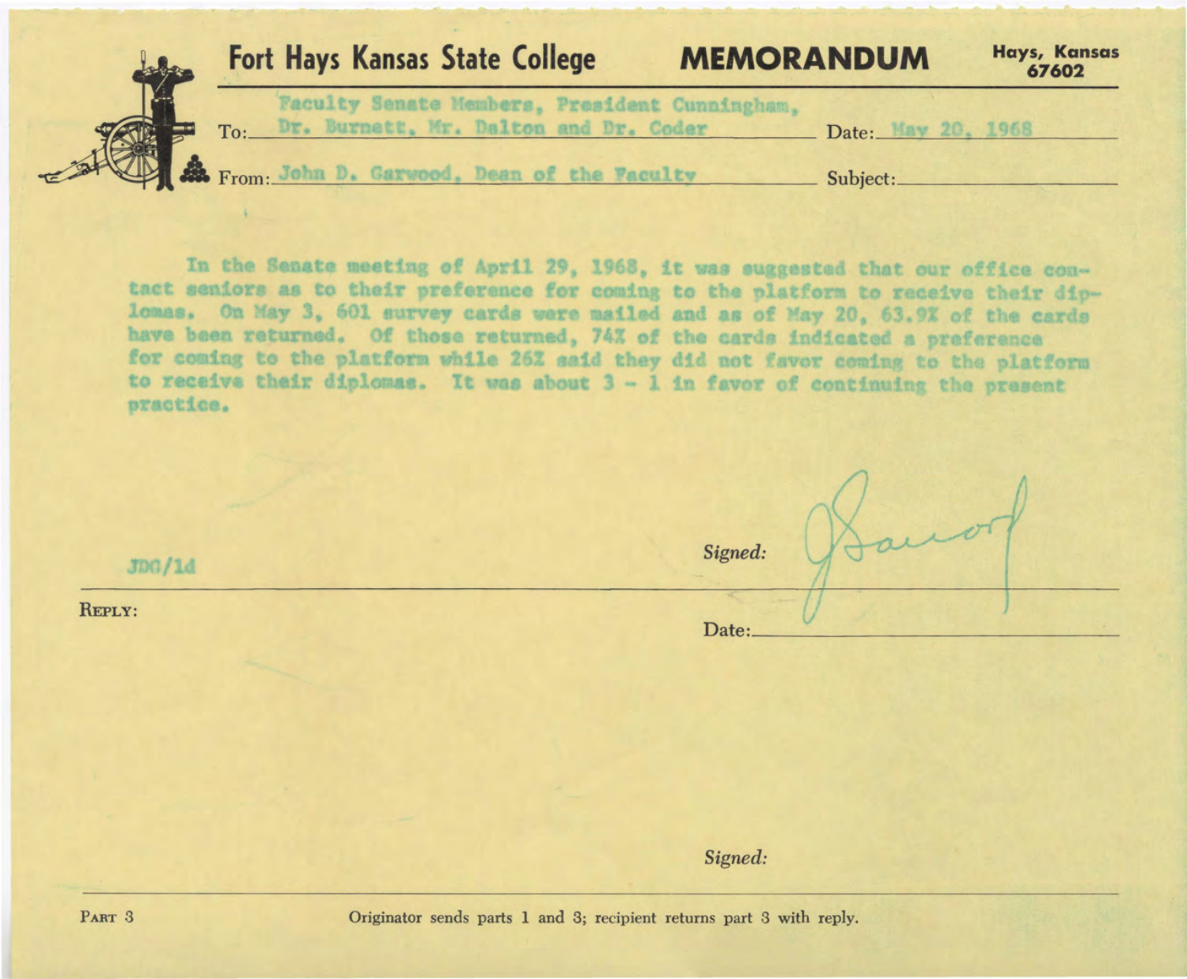# Fort Hays Kansas State College MEMORANDUM

Hays, Kansas 67602

To: Faculty Senate Members, President Cunningham, Dr. Burnett, Mr. Dalton and Dr. Coder

Date: May 20, 1968

From: John D. Garwood, Dean of the Faculty

Subject:

In the Senate meeting of April 29, 1968, it was suggested that our office contact seniors as to their preference for coming to the platform to receive their diplomas. On May 3, 601 survey cards were mailed and as of May 20, 63.9% of the cards have been returned. Of those returned, 74% of the cards indicated a preference for coming to the platform while 26% said they did not favor coming to the platform to receive their diplomas. It was about 3 - 1 in favor of continuing the present practice.

JDG/ld

*Signed:* JGarwood

REPLY:

Date:

*Signed:*

PART 3

Originator sends parts 1 and 3; recipient returns part 3 with reply.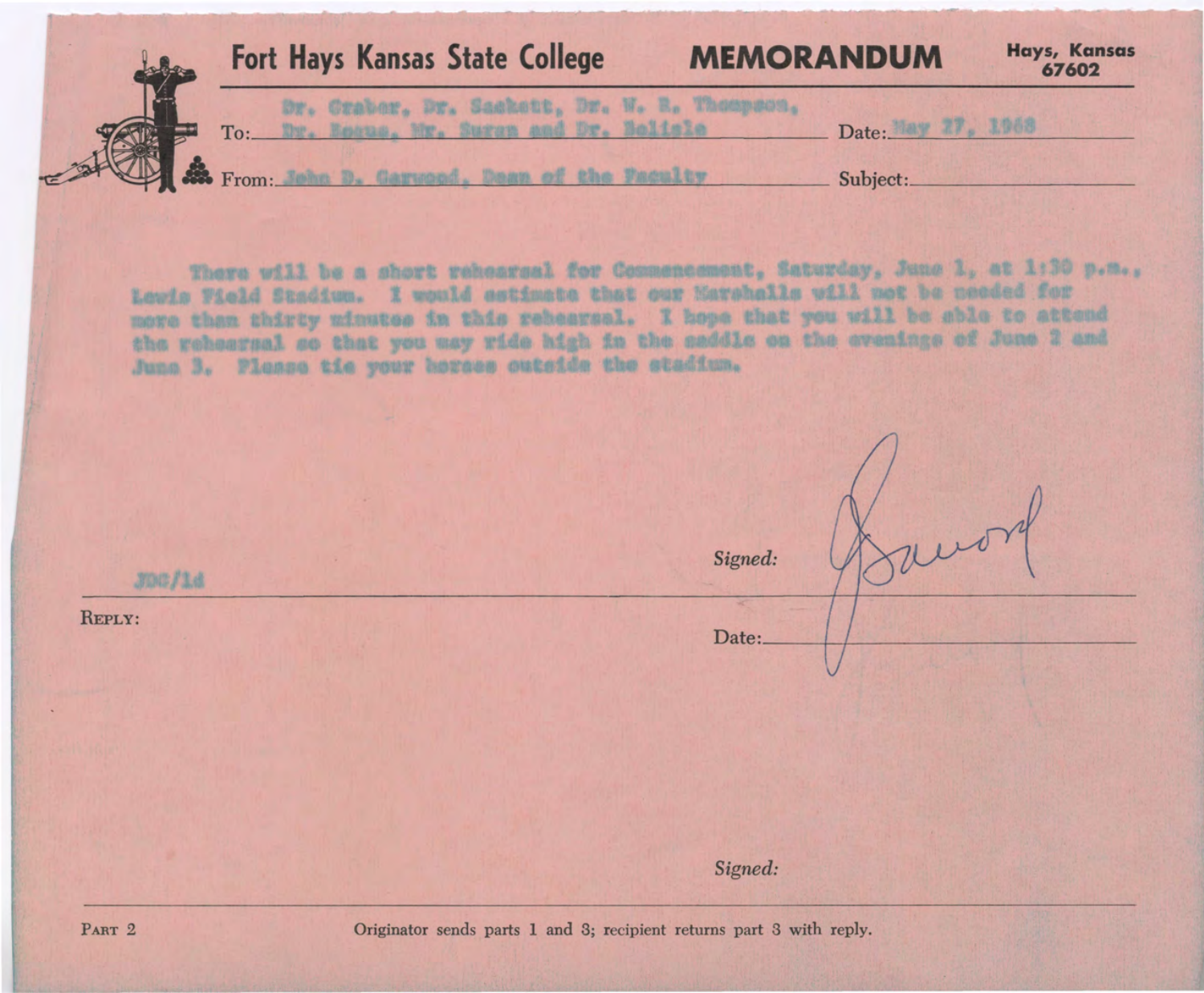# Fort Hays Kansas State College MEMORANDUM

Hays, Kansas 67602

To: Dr. Graber, Dr. Sackett, Dr. W. R. Thompson, Dr. Bogue, Mr. Suran and Dr. Belisle

Date: May 27, 1968

From: John D. Garwood, Dean of the Faculty

Subject:

There will be a short rehearsal for Commencement, Saturday, June 1, at 1:30 p.m., Lewis Field Stadium. I would estimate that our Marshalls will not be needed for more than thirty minutes in this rehearsal. I hope that you will be able to attend the rehearsal so that you may ride high in the saddle on the evenings of June 2 and June 3. Please tie your horses outside the stadium.

JDG/ld

*Signed:* JGarwood

REPLY:

Date:

*Signed:*

PART 2

Originator sends parts 1 and 3; recipient returns part 3 with reply.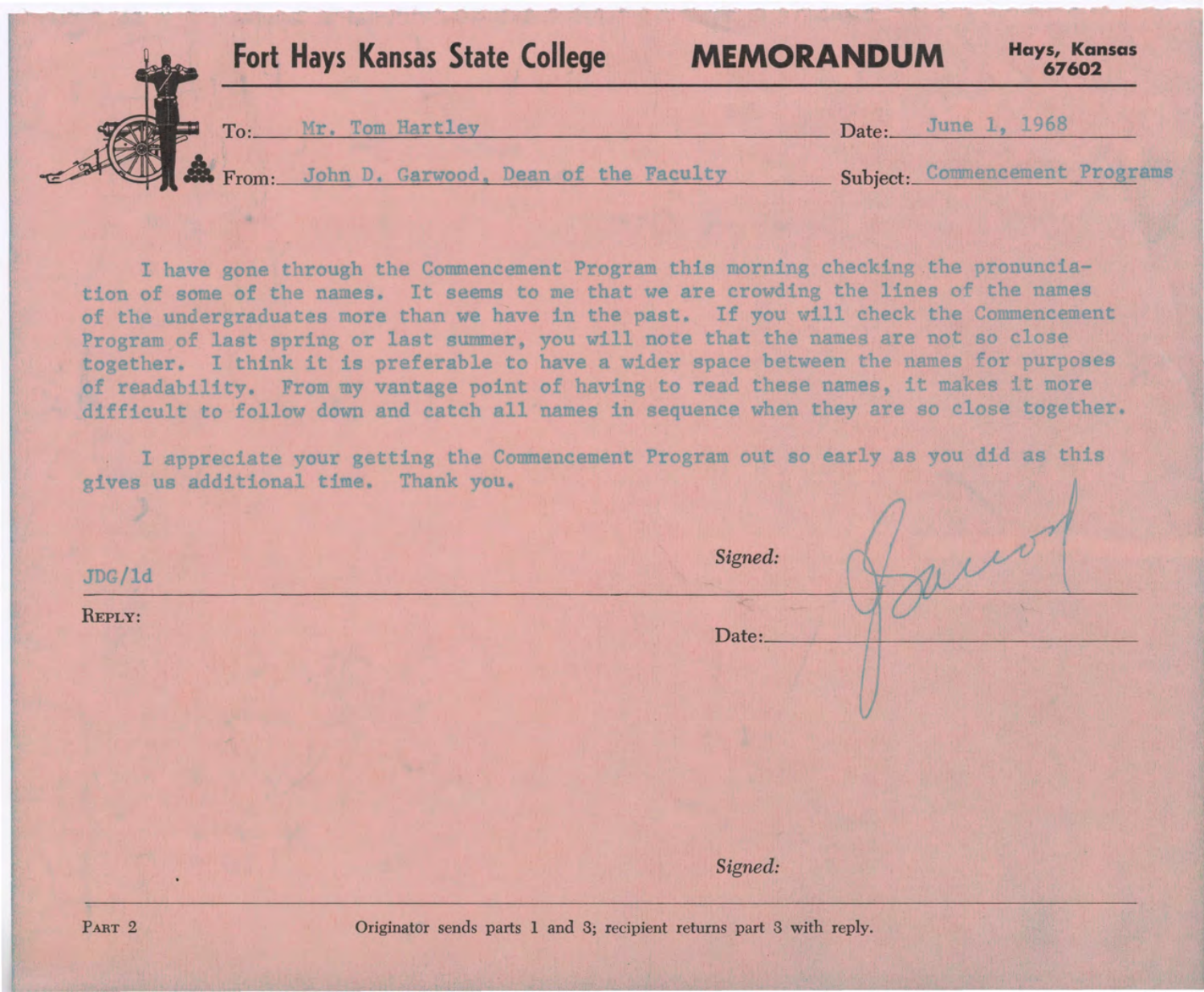**Fort Hays Kansas State College** **MEMORANDUM** **Hays, Kansas 67602**

To: Mr. Tom Hartley  Date: June 1, 1968

From: John D. Garwood, Dean of the Faculty  Subject: Commencement Programs

I have gone through the Commencement Program this morning checking the pronunciation of some of the names. It seems to me that we are crowding the lines of the names of the undergraduates more than we have in the past. If you will check the Commencement Program of last spring or last summer, you will note that the names are not so close together. I think it is preferable to have a wider space between the names for purposes of readability. From my vantage point of having to read these names, it makes it more difficult to follow down and catch all names in sequence when they are so close together.

I appreciate your getting the Commencement Program out so early as you did as this gives us additional time. Thank you.

JDG/ld

*Signed:* Garwood

REPLY:

Date:

*Signed:*

PART 2

Originator sends parts 1 and 3; recipient returns part 3 with reply.